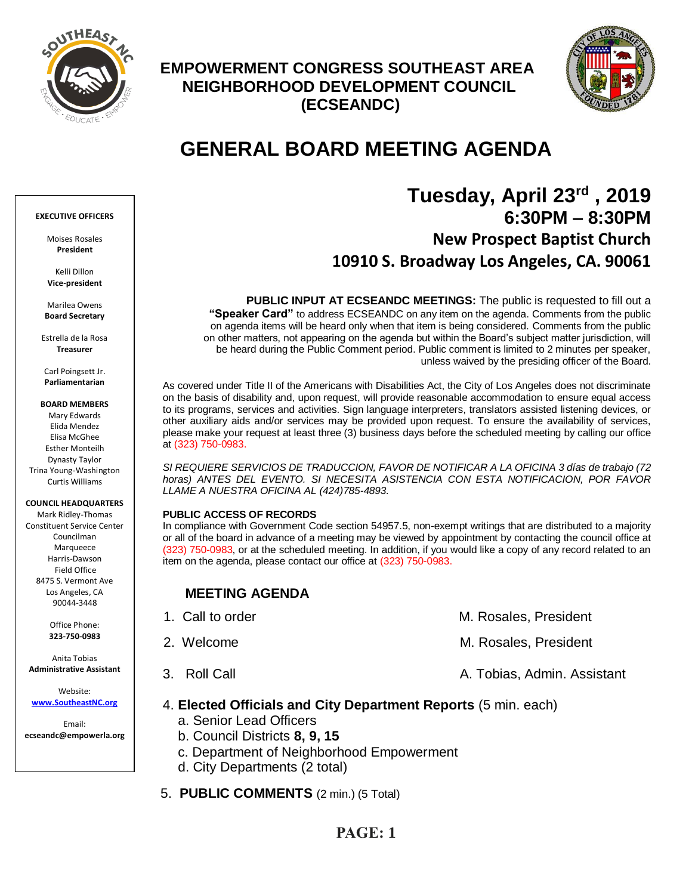# EMPOWERMENT CONGRESS SOUTHEAST AREA NEIGHBORHOOD DEVELOPMENT COUNCIL (ECSEANDC)

# GENERAL BOARD MEETING AGENDA

**EXECUTIVE OFFICERS**

Moises Rosales
**President**

Kelli Dillon
**Vice-president**

Marilea Owens
**Board Secretary**

Estrella de la Rosa
**Treasurer**

Carl Poingsett Jr.
**Parliamentarian**

**BOARD MEMBERS**

Mary Edwards
Elida Mendez
Elisa McGhee
Esther Monteilh
Dynasty Taylor
Trina Young-Washington
Curtis Williams

**COUNCIL HEADQUARTERS**

Mark Ridley-Thomas Constituent Service Center
Councilman Marqueece Harris-Dawson Field Office
8475 S. Vermont Ave
Los Angeles, CA 90044-3448

Office Phone:
**323-750-0983**

Anita Tobias
**Administrative Assistant**

Website:
**www.SoutheastNC.org**

Email:
**ecseandc@empowerla.org**

## Tuesday, April 23rd , 2019
## 6:30PM – 8:30PM
### New Prospect Baptist Church
### 10910 S. Broadway Los Angeles, CA. 90061

**PUBLIC INPUT AT ECSEANDC MEETINGS:** The public is requested to fill out a **"Speaker Card"** to address ECSEANDC on any item on the agenda. Comments from the public on agenda items will be heard only when that item is being considered. Comments from the public on other matters, not appearing on the agenda but within the Board's subject matter jurisdiction, will be heard during the Public Comment period. Public comment is limited to 2 minutes per speaker, unless waived by the presiding officer of the Board.

As covered under Title II of the Americans with Disabilities Act, the City of Los Angeles does not discriminate on the basis of disability and, upon request, will provide reasonable accommodation to ensure equal access to its programs, services and activities. Sign language interpreters, translators assisted listening devices, or other auxiliary aids and/or services may be provided upon request. To ensure the availability of services, please make your request at least three (3) business days before the scheduled meeting by calling our office at (323) 750-0983.

*SI REQUIERE SERVICIOS DE TRADUCCION, FAVOR DE NOTIFICAR A LA OFICINA 3 días de trabajo (72 horas) ANTES DEL EVENTO. SI NECESITA ASISTENCIA CON ESTA NOTIFICACION, POR FAVOR LLAME A NUESTRA OFICINA AL (424)785-4893.*

**PUBLIC ACCESS OF RECORDS**

In compliance with Government Code section 54957.5, non-exempt writings that are distributed to a majority or all of the board in advance of a meeting may be viewed by appointment by contacting the council office at (323) 750-0983, or at the scheduled meeting. In addition, if you would like a copy of any record related to an item on the agenda, please contact our office at (323) 750-0983.

## MEETING AGENDA

1. Call to order — M. Rosales, President
2. Welcome — M. Rosales, President
3. Roll Call — A. Tobias, Admin. Assistant
4. **Elected Officials and City Department Reports** (5 min. each)
   a. Senior Lead Officers
   b. Council Districts **8, 9, 15**
   c. Department of Neighborhood Empowerment
   d. City Departments (2 total)
5. **PUBLIC COMMENTS** (2 min.) (5 Total)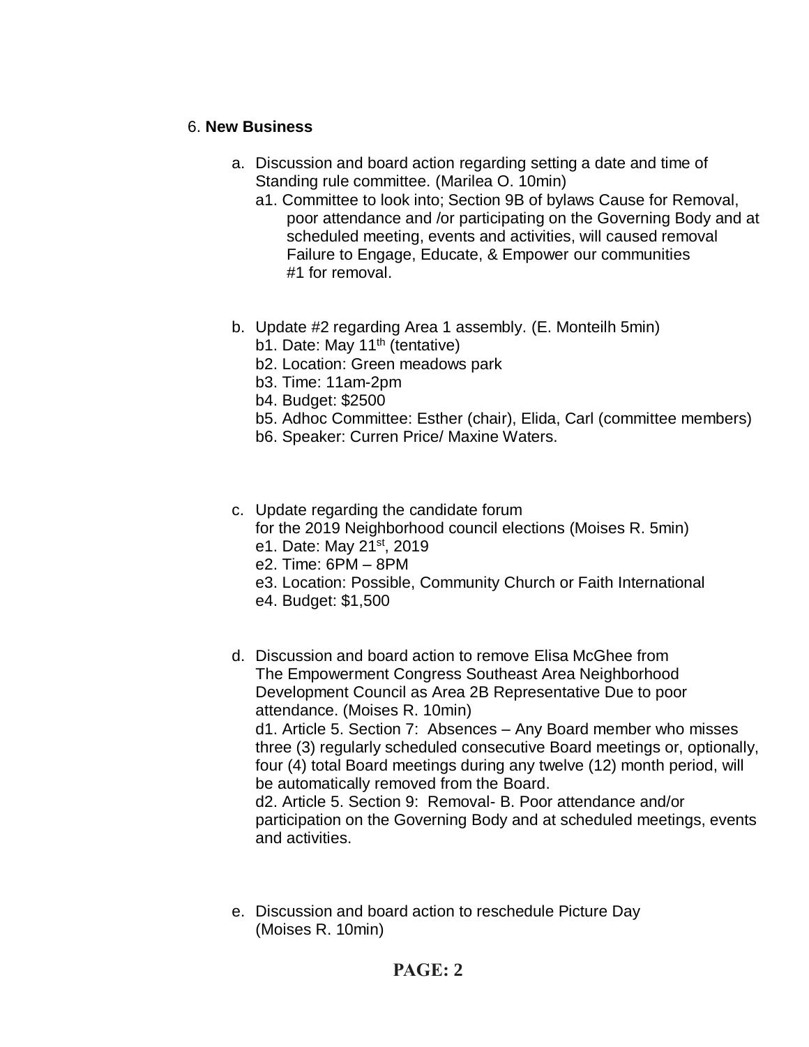6. **New Business**

a. Discussion and board action regarding setting a date and time of Standing rule committee. (Marilea O. 10min)
   a1. Committee to look into; Section 9B of bylaws Cause for Removal, poor attendance and /or participating on the Governing Body and at scheduled meeting, events and activities, will caused removal Failure to Engage, Educate, & Empower our communities #1 for removal.

b. Update #2 regarding Area 1 assembly. (E. Monteilh 5min)
   b1. Date: May 11th (tentative)
   b2. Location: Green meadows park
   b3. Time: 11am-2pm
   b4. Budget: $2500
   b5. Adhoc Committee: Esther (chair), Elida, Carl (committee members)
   b6. Speaker: Curren Price/ Maxine Waters.

c. Update regarding the candidate forum for the 2019 Neighborhood council elections (Moises R. 5min)
   e1. Date: May 21st, 2019
   e2. Time: 6PM – 8PM
   e3. Location: Possible, Community Church or Faith International
   e4. Budget: $1,500

d. Discussion and board action to remove Elisa McGhee from The Empowerment Congress Southeast Area Neighborhood Development Council as Area 2B Representative Due to poor attendance. (Moises R. 10min)
   d1. Article 5. Section 7: Absences – Any Board member who misses three (3) regularly scheduled consecutive Board meetings or, optionally, four (4) total Board meetings during any twelve (12) month period, will be automatically removed from the Board.
   d2. Article 5. Section 9: Removal- B. Poor attendance and/or participation on the Governing Body and at scheduled meetings, events and activities.

e. Discussion and board action to reschedule Picture Day (Moises R. 10min)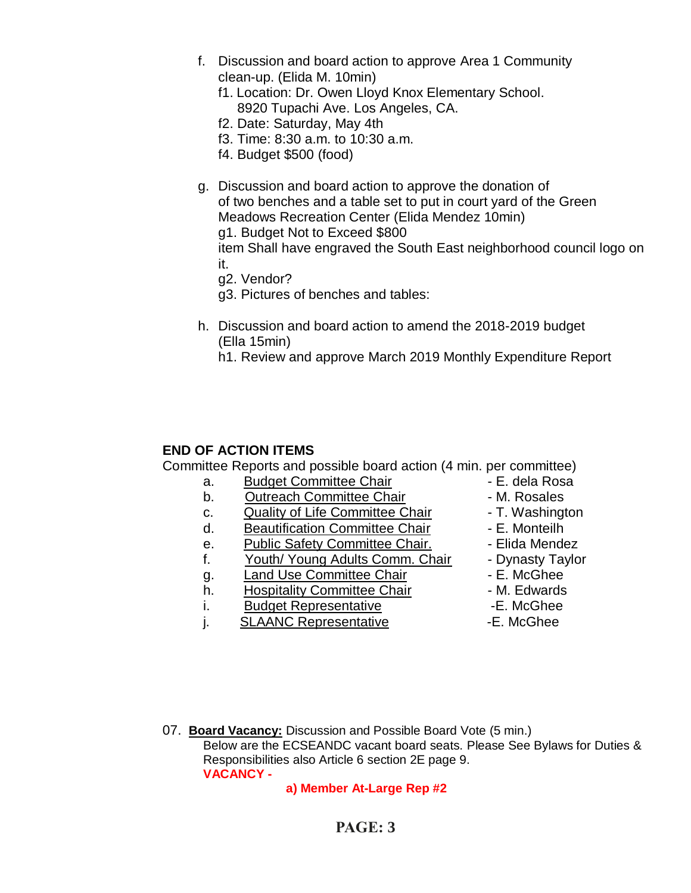f. Discussion and board action to approve Area 1 Community clean-up. (Elida M. 10min)
   - f1. Location: Dr. Owen Lloyd Knox Elementary School. 8920 Tupachi Ave. Los Angeles, CA.
   - f2. Date: Saturday, May 4th
   - f3. Time: 8:30 a.m. to 10:30 a.m.
   - f4. Budget $500 (food)

g. Discussion and board action to approve the donation of of two benches and a table set to put in court yard of the Green Meadows Recreation Center (Elida Mendez 10min)
   - g1. Budget Not to Exceed $800
     item Shall have engraved the South East neighborhood council logo on it.
   - g2. Vendor?
   - g3. Pictures of benches and tables:

h. Discussion and board action to amend the 2018-2019 budget (Ella 15min)
   - h1. Review and approve March 2019 Monthly Expenditure Report

**END OF ACTION ITEMS**

Committee Reports and possible board action (4 min. per committee)

| | | |
|---|---|---|
| a. | Budget Committee Chair | - E. dela Rosa |
| b. | Outreach Committee Chair | - M. Rosales |
| c. | Quality of Life Committee Chair | - T. Washington |
| d. | Beautification Committee Chair | - E. Monteilh |
| e. | Public Safety Committee Chair. | - Elida Mendez |
| f. | Youth/ Young Adults Comm. Chair | - Dynasty Taylor |
| g. | Land Use Committee Chair | - E. McGhee |
| h. | Hospitality Committee Chair | - M. Edwards |
| i. | Budget Representative | -E. McGhee |
| j. | SLAANC Representative | -E. McGhee |

07. **Board Vacancy:** Discussion and Possible Board Vote (5 min.)
Below are the ECSEANDC vacant board seats. Please See Bylaws for Duties & Responsibilities also Article 6 section 2E page 9.

**VACANCY -**

**a) Member At-Large Rep #2**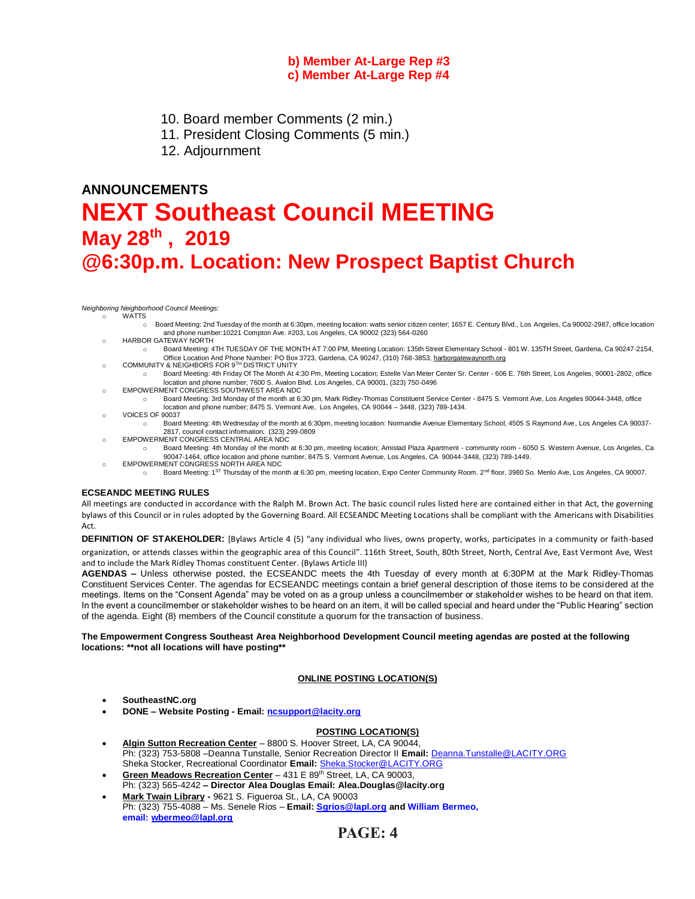**b) Member At-Large Rep #3**
**c) Member At-Large Rep #4**

10. Board member Comments (2 min.)
11. President Closing Comments (5 min.)
12. Adjournment

## ANNOUNCEMENTS

# NEXT Southeast Council MEETING

## May 28th , 2019

## @6:30p.m. Location: New Prospect Baptist Church

*Neighboring Neighborhood Council Meetings:*

- WATTS
  - Board Meeting: 2nd Tuesday of the month at 6:30pm, meeting location: watts senior citizen center; 1657 E. Century Blvd., Los Angeles, Ca 90002-2987, office location and phone number:10221 Compton Ave. #203, Los Angeles, CA 90002 (323) 564-0260
- HARBOR GATEWAY NORTH
  - Board Meeting: 4TH TUESDAY OF THE MONTH AT 7:00 PM, Meeting Location: 135th Street Elementary School - 801 W. 135TH Street, Gardena, CA 90247-2154, Office Location And Phone Number: PO Box 3723, Gardena, CA 90247, (310) 768-3853, harborgatewaynorth.org
- COMMUNITY & NEIGHBORS FOR 9TH DISTRICT UNITY
  - Board Meeting: 4th Friday Of The Month At 4:30 Pm, Meeting Location; Estelle Van Meter Center Sr. Center - 606 E. 76th Street, Los Angeles, 90001-2802, office location and phone number; 7600 S. Avalon Blvd. Los Angeles, CA 90001, (323) 750-0496
- EMPOWERMENT CONGRESS SOUTHWEST AREA NDC
  - Board Meeting: 3rd Monday of the month at 6:30 pm, Mark Ridley-Thomas Constituent Service Center - 8475 S. Vermont Ave, Los Angeles 90044-3448, office location and phone number; 8475 S. Vermont Ave, Los Angeles, CA 90044 – 3448, (323) 789-1434.
- VOICES OF 90037
  - Board Meeting: 4th Wednesday of the month at 6:30pm, meeting location: Normandie Avenue Elementary School, 4505 S Raymond Ave, Los Angeles CA 90037-2817, council contact information; (323) 299-0809
- EMPOWERMENT CONGRESS CENTRAL AREA NDC
  - Board Meeting: 4th Monday of the month at 6:30 pm, meeting location; Amistad Plaza Apartment - community room - 6050 S. Western Avenue, Los Angeles, Ca 90047-1464, office location and phone number, 8475 S. Vermont Avenue, Los Angeles, CA 90044-3448, (323) 789-1449.
- EMPOWERMENT CONGRESS NORTH AREA NDC
  - Board Meeting: 1ST Thursday of the month at 6:30 pm, meeting location, Expo Center Community Room. 2nd floor, 3980 So. Menlo Ave, Los Angeles, CA 90007.

**ECSEANDC MEETING RULES**

All meetings are conducted in accordance with the Ralph M. Brown Act. The basic council rules listed here are contained either in that Act, the governing bylaws of this Council or in rules adopted by the Governing Board. All ECSEANDC Meeting Locations shall be compliant with the Americans with Disabilities Act.

**DEFINITION OF STAKEHOLDER:** [Bylaws Article 4 (5) "any individual who lives, owns property, works, participates in a community or faith-based organization, or attends classes within the geographic area of this Council". 116th Street, South, 80th Street, North, Central Ave, East Vermont Ave, West and to include the Mark Ridley Thomas constituent Center. (Bylaws Article III)

**AGENDAS –** Unless otherwise posted, the ECSEANDC meets the 4th Tuesday of every month at 6:30PM at the Mark Ridley-Thomas Constituent Services Center. The agendas for ECSEANDC meetings contain a brief general description of those items to be considered at the meetings. Items on the "Consent Agenda" may be voted on as a group unless a councilmember or stakeholder wishes to be heard on that item. In the event a councilmember or stakeholder wishes to be heard on an item, it will be called special and heard under the "Public Hearing" section of the agenda. Eight (8) members of the Council constitute a quorum for the transaction of business.

**The Empowerment Congress Southeast Area Neighborhood Development Council meeting agendas are posted at the following locations: \*\*not all locations will have posting\*\***

**ONLINE POSTING LOCATION(S)**

- **SoutheastNC.org**
- **DONE – Website Posting - Email: ncsupport@lacity.org**

**POSTING LOCATION(S)**

- **Algin Sutton Recreation Center** – 8800 S. Hoover Street, LA, CA 90044,
  Ph: (323) 753-5808 –Deanna Tunstalle, Senior Recreation Director II **Email:** Deanna.Tunstalle@LACITY.ORG
  Sheka Stocker, Recreational Coordinator **Email:** Sheka.Stocker@LACITY.ORG
- **Green Meadows Recreation Center** – 431 E 89th Street, LA, CA 90003,
  Ph: (323) 565-4242 **– Director Alea Douglas Email: Alea.Douglas@lacity.org**
- **Mark Twain Library -** 9621 S. Figueroa St., LA, CA 90003
  Ph: (323) 755-4088 – Ms. Senele Rios – **Email: Sgrios@lapl.org and William Bermeo, email: wbermeo@lapl.org**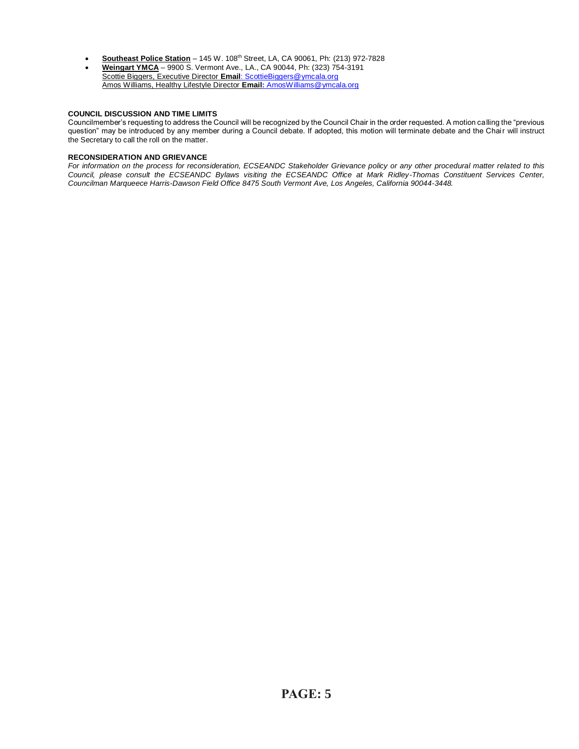- **Southeast Police Station** – 145 W. 108th Street, LA, CA 90061, Ph: (213) 972-7828
- **Weingart YMCA** – 9900 S. Vermont Ave., LA., CA 90044, Ph: (323) 754-3191
  Scottie Biggers, Executive Director **Email**: ScottieBiggers@ymcala.org
  Amos Williams, Healthy Lifestyle Director **Email:** AmosWilliams@ymcala.org

**COUNCIL DISCUSSION AND TIME LIMITS**

Councilmember's requesting to address the Council will be recognized by the Council Chair in the order requested. A motion calling the "previous question" may be introduced by any member during a Council debate. If adopted, this motion will terminate debate and the Chair will instruct the Secretary to call the roll on the matter.

**RECONSIDERATION AND GRIEVANCE**

*For information on the process for reconsideration, ECSEANDC Stakeholder Grievance policy or any other procedural matter related to this Council, please consult the ECSEANDC Bylaws visiting the ECSEANDC Office at Mark Ridley-Thomas Constituent Services Center, Councilman Marqueece Harris-Dawson Field Office 8475 South Vermont Ave, Los Angeles, California 90044-3448.*